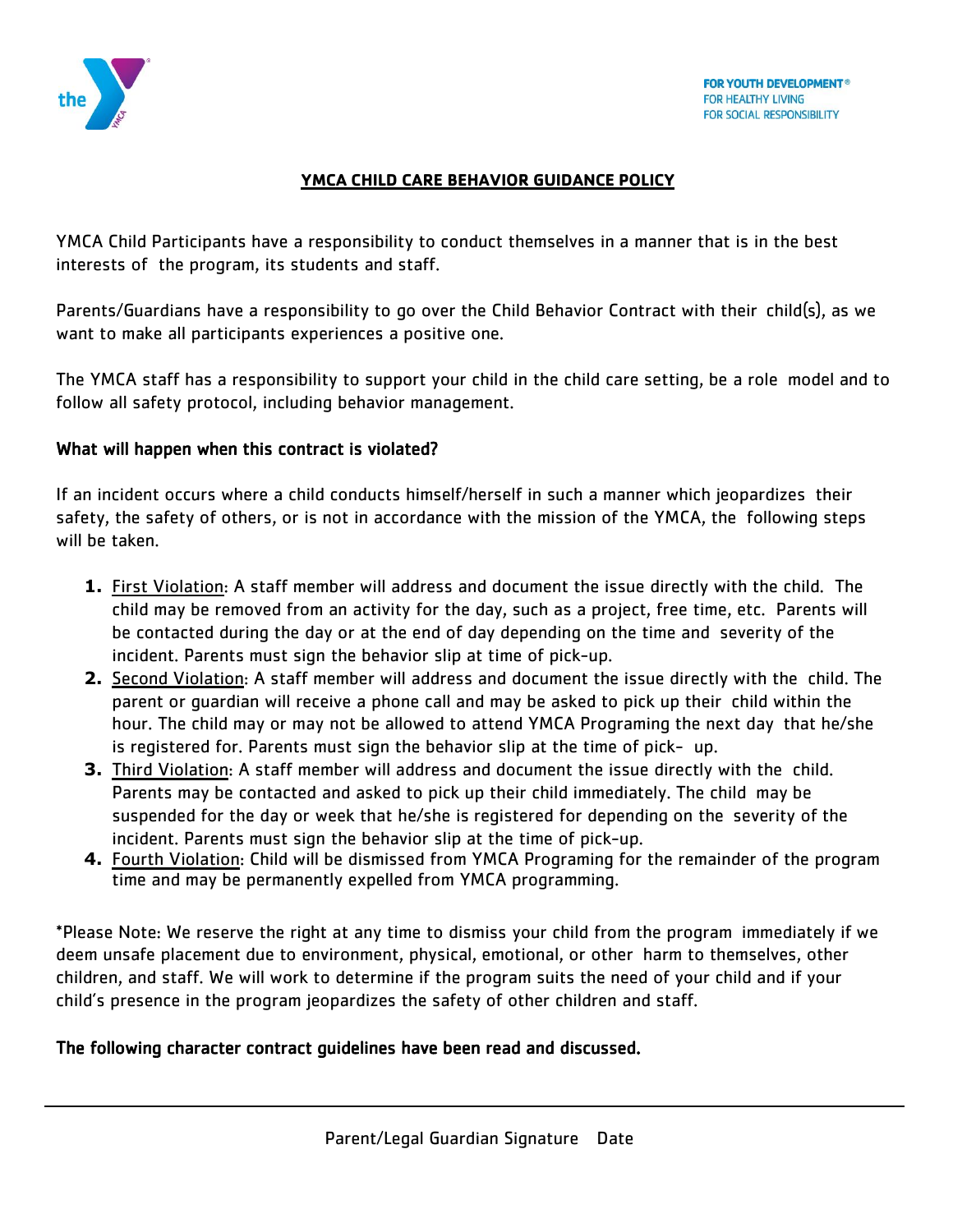FOR YOUTH DEVELOPMENT®
FOR HEALTHY LIVING
FOR SOCIAL RESPONSIBILITY

# YMCA CHILD CARE BEHAVIOR GUIDANCE POLICY

YMCA Child Participants have a responsibility to conduct themselves in a manner that is in the best interests of the program, its students and staff.

Parents/Guardians have a responsibility to go over the Child Behavior Contract with their child(s), as we want to make all participants experiences a positive one.

The YMCA staff has a responsibility to support your child in the child care setting, be a role model and to follow all safety protocol, including behavior management.

**What will happen when this contract is violated?**

If an incident occurs where a child conducts himself/herself in such a manner which jeopardizes their safety, the safety of others, or is not in accordance with the mission of the YMCA, the following steps will be taken.

1. First Violation: A staff member will address and document the issue directly with the child. The child may be removed from an activity for the day, such as a project, free time, etc. Parents will be contacted during the day or at the end of day depending on the time and severity of the incident. Parents must sign the behavior slip at time of pick-up.
2. Second Violation: A staff member will address and document the issue directly with the child. The parent or guardian will receive a phone call and may be asked to pick up their child within the hour. The child may or may not be allowed to attend YMCA Programing the next day that he/she is registered for. Parents must sign the behavior slip at the time of pick- up.
3. Third Violation: A staff member will address and document the issue directly with the child. Parents may be contacted and asked to pick up their child immediately. The child may be suspended for the day or week that he/she is registered for depending on the severity of the incident. Parents must sign the behavior slip at the time of pick-up.
4. Fourth Violation: Child will be dismissed from YMCA Programing for the remainder of the program time and may be permanently expelled from YMCA programming.

*Please Note: We reserve the right at any time to dismiss your child from the program immediately if we deem unsafe placement due to environment, physical, emotional, or other harm to themselves, other children, and staff. We will work to determine if the program suits the need of your child and if your child's presence in the program jeopardizes the safety of other children and staff.

**The following character contract guidelines have been read and discussed.**

______________________________________________

Parent/Legal Guardian Signature Date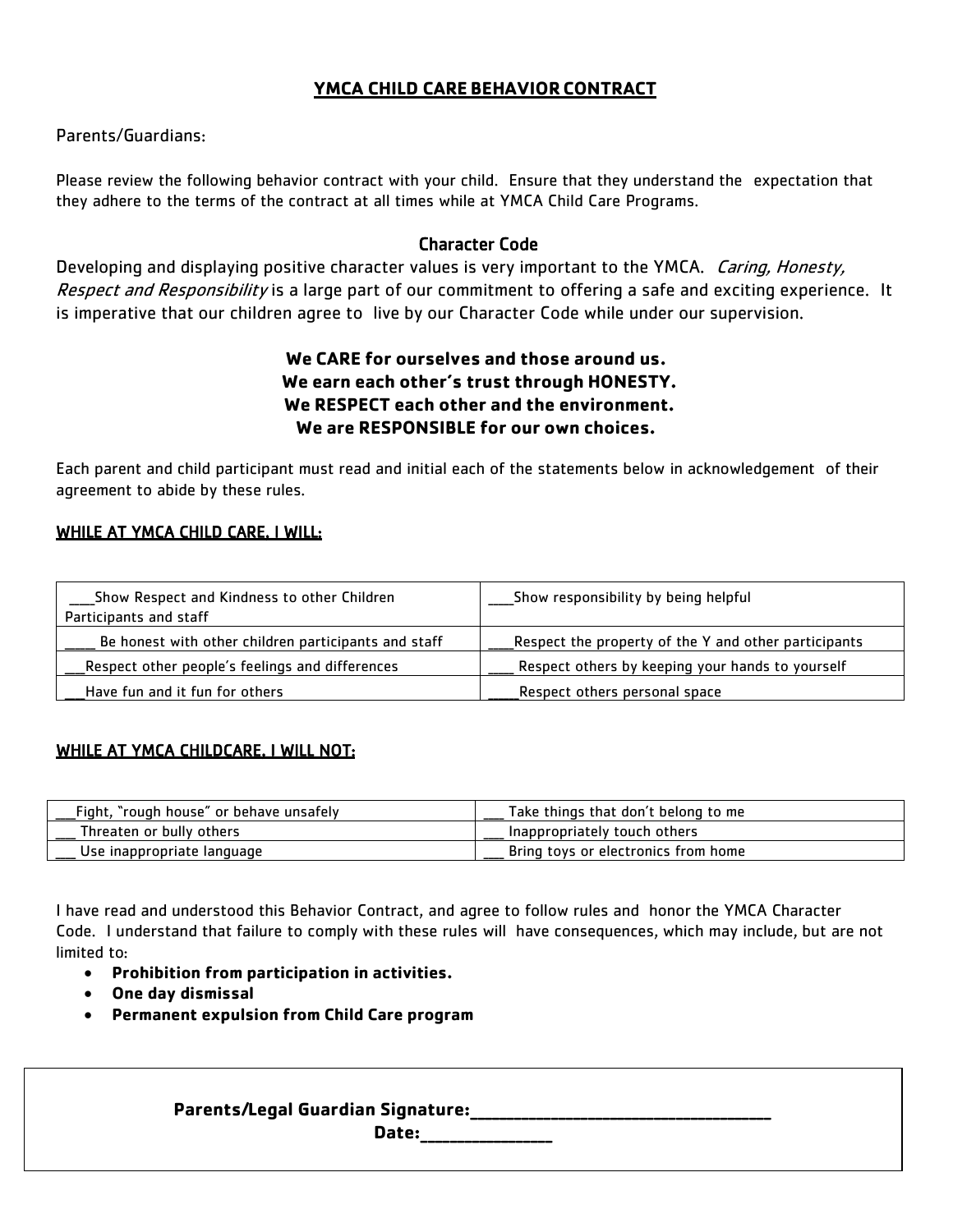**YMCA CHILD CARE BEHAVIOR CONTRACT**

Parents/Guardians:

Please review the following behavior contract with your child. Ensure that they understand the expectation that they adhere to the terms of the contract at all times while at YMCA Child Care Programs.

### Character Code

Developing and displaying positive character values is very important to the YMCA. *Caring, Honesty, Respect and Responsibility* is a large part of our commitment to offering a safe and exciting experience. It is imperative that our children agree to live by our Character Code while under our supervision.

**We CARE for ourselves and those around us.**
**We earn each other's trust through HONESTY.**
**We RESPECT each other and the environment.**
**We are RESPONSIBLE for our own choices.**

Each parent and child participant must read and initial each of the statements below in acknowledgement of their agreement to abide by these rules.

**WHILE AT YMCA CHILD CARE, I WILL:**

| | |
|---|---|
| ___Show Respect and Kindness to other Children Participants and staff | ___Show responsibility by being helpful |
| ____ Be honest with other children participants and staff | ___Respect the property of the Y and other participants |
| ___Respect other people's feelings and differences | ___ Respect others by keeping your hands to yourself |
| ___Have fun and it fun for others | ____Respect others personal space |

**WHILE AT YMCA CHILDCARE, I WILL NOT:**

| | |
|---|---|
| ___Fight, "rough house" or behave unsafely | ___ Take things that don't belong to me |
| ___ Threaten or bully others | ___ Inappropriately touch others |
| ___ Use inappropriate language | ___ Bring toys or electronics from home |

I have read and understood this Behavior Contract, and agree to follow rules and honor the YMCA Character Code. I understand that failure to comply with these rules will have consequences, which may include, but are not limited to:

- **Prohibition from participation in activities.**
- **One day dismissal**
- **Permanent expulsion from Child Care program**

**Parents/Legal Guardian Signature:___________________________________**

**Date:_______________**